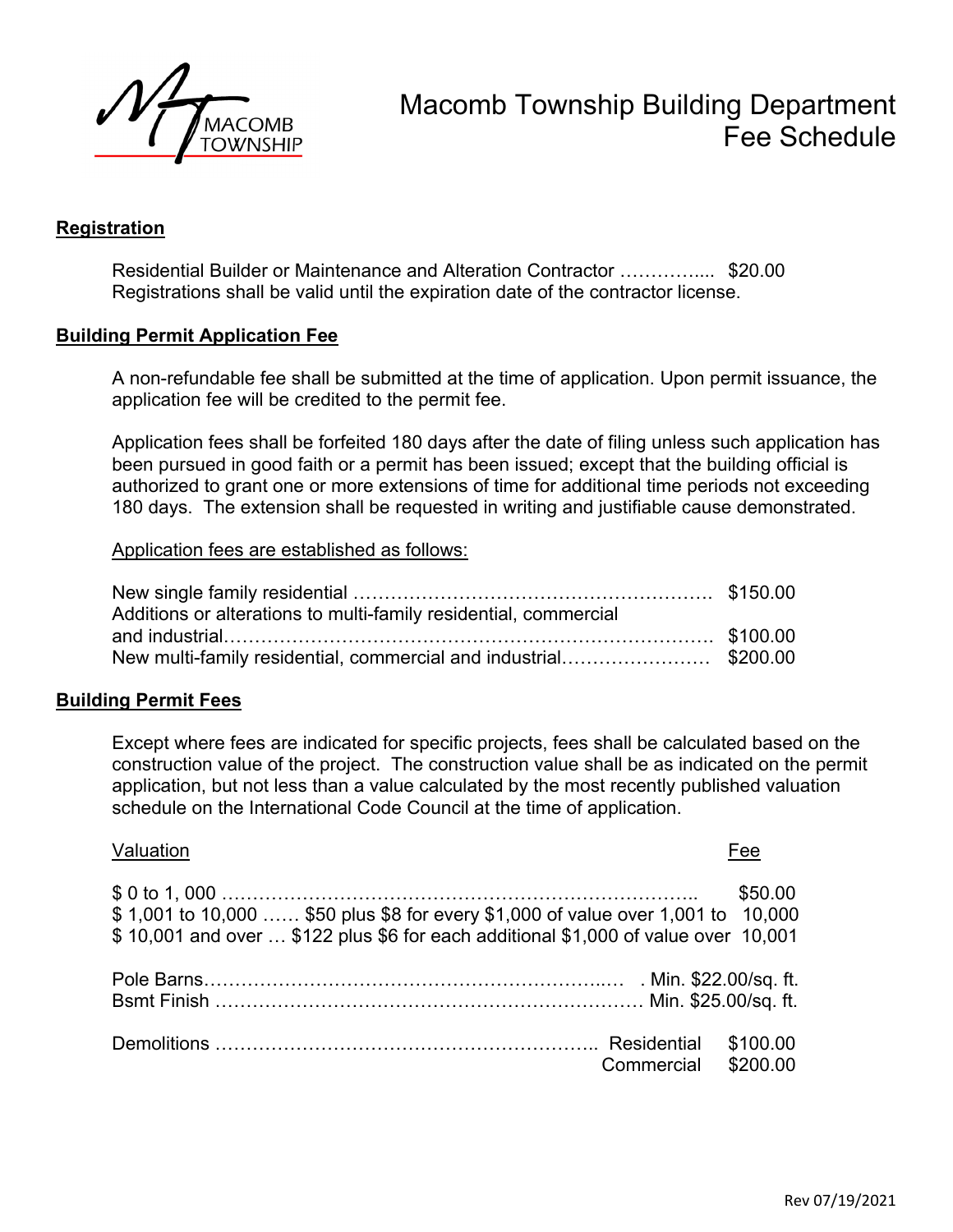# Macomb Township Building Department Fee Schedule

## Registration

Residential Builder or Maintenance and Alteration Contractor …………... $20.00
Registrations shall be valid until the expiration date of the contractor license.

## Building Permit Application Fee

A non-refundable fee shall be submitted at the time of application. Upon permit issuance, the application fee will be credited to the permit fee.

Application fees shall be forfeited 180 days after the date of filing unless such application has been pursued in good faith or a permit has been issued; except that the building official is authorized to grant one or more extensions of time for additional time periods not exceeding 180 days. The extension shall be requested in writing and justifiable cause demonstrated.

Application fees are established as follows:

| | |
|---|---|
| New single family residential | $150.00 |
| Additions or alterations to multi-family residential, commercial and industrial | $100.00 |
| New multi-family residential, commercial and industrial | $200.00 |

## Building Permit Fees

Except where fees are indicated for specific projects, fees shall be calculated based on the construction value of the project. The construction value shall be as indicated on the permit application, but not less than a value calculated by the most recently published valuation schedule on the International Code Council at the time of application.

| Valuation | Fee |
|---|---|
| $ 0 to 1, 000 | $50.00 |
| $ 1,001 to 10,000 …… $50 plus $8 for every $1,000 of value over 1,001 to 10,000 | |
| $ 10,001 and over … $122 plus $6 for each additional $1,000 of value over 10,001 | |

| | |
|---|---|
| Pole Barns | Min. $22.00/sq. ft. |
| Bsmt Finish | Min. $25.00/sq. ft. |

| | | |
|---|---|---|
| Demolitions | Residential | $100.00 |
| | Commercial | $200.00 |

Rev 07/19/2021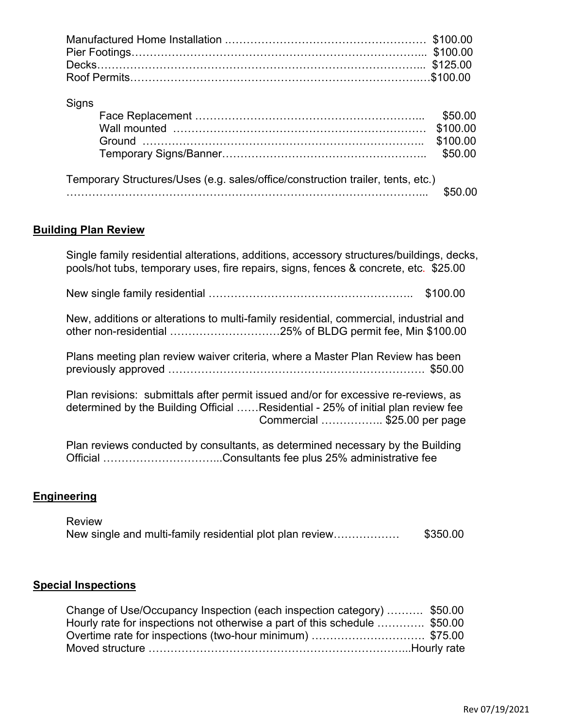Manufactured Home Installation ……………………………………………… $100.00
Pier Footings………………………………………………………………….. $100.00
Decks………………………………………………………………………….. $125.00
Roof Permits……………………………………………………………………$100.00

Signs

- Face Replacement …………………………………………………... $50.00
- Wall mounted …………………………………………………………… $100.00
- Ground ……………………………………………………………….. $100.00
- Temporary Signs/Banner……………………………………………….. $50.00

Temporary Structures/Uses (e.g. sales/office/construction trailer, tents, etc.)
……………………………………………………………………………………... $50.00

## Building Plan Review

Single family residential alterations, additions, accessory structures/buildings, decks, pools/hot tubs, temporary uses, fire repairs, signs, fences & concrete, etc. $25.00

New single family residential ……………………………………………….. $100.00

New, additions or alterations to multi-family residential, commercial, industrial and other non-residential …………………………25% of BLDG permit fee, Min $100.00

Plans meeting plan review waiver criteria, where a Master Plan Review has been previously approved ……………………………………………………………. $50.00

Plan revisions: submittals after permit issued and/or for excessive re-reviews, as determined by the Building Official ……Residential - 25% of initial plan review fee
Commercial …………….. $25.00 per page

Plan reviews conducted by consultants, as determined necessary by the Building Official …………………………...Consultants fee plus 25% administrative fee

## Engineering

Review
New single and multi-family residential plot plan review……………… $350.00

## Special Inspections

Change of Use/Occupancy Inspection (each inspection category) ………. $50.00
Hourly rate for inspections not otherwise a part of this schedule …………. $50.00
Overtime rate for inspections (two-hour minimum) …………………………. $75.00
Moved structure …………………………………………………………...Hourly rate

Rev 07/19/2021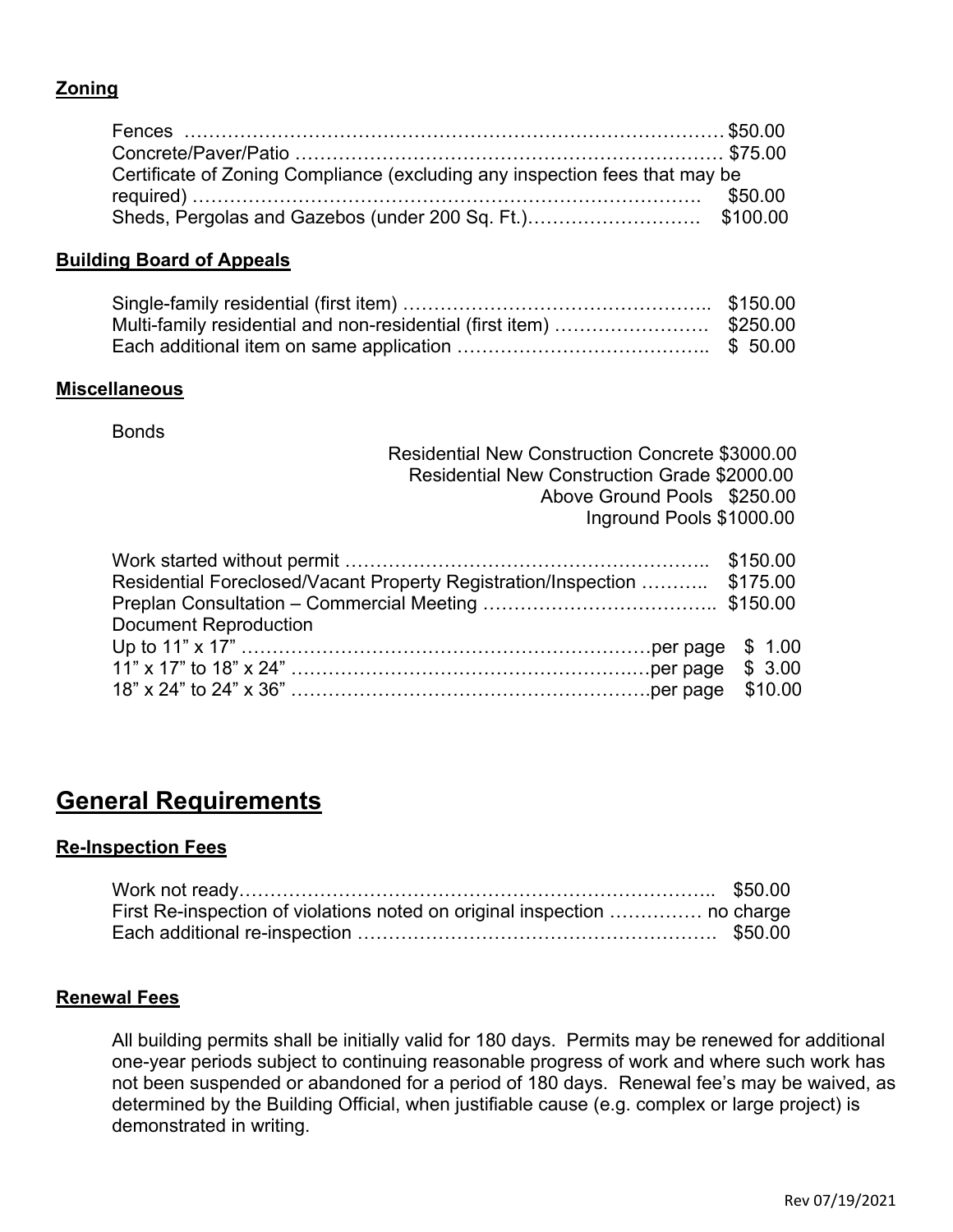### **Zoning**

| | |
|---|---|
| Fences | $50.00 |
| Concrete/Paver/Patio | $75.00 |
| Certificate of Zoning Compliance (excluding any inspection fees that may be required) | $50.00 |
| Sheds, Pergolas and Gazebos (under 200 Sq. Ft.) | $100.00 |

### **Building Board of Appeals**

| | |
|---|---|
| Single-family residential (first item) | $150.00 |
| Multi-family residential and non-residential (first item) | $250.00 |
| Each additional item on same application | $ 50.00 |

### **Miscellaneous**

Bonds

| | |
|---|---|
| Residential New Construction Concrete | $3000.00 |
| Residential New Construction Grade | $2000.00 |
| Above Ground Pools | $250.00 |
| Inground Pools | $1000.00 |

| | | |
|---|---|---|
| Work started without permit | | $150.00 |
| Residential Foreclosed/Vacant Property Registration/Inspection | | $175.00 |
| Preplan Consultation – Commercial Meeting | | $150.00 |
| Document Reproduction | | |
| Up to 11" x 17" | per page | $ 1.00 |
| 11" x 17" to 18" x 24" | per page | $ 3.00 |
| 18" x 24" to 24" x 36" | per page | $10.00 |

## **General Requirements**

### **Re-Inspection Fees**

| | |
|---|---|
| Work not ready | $50.00 |
| First Re-inspection of violations noted on original inspection | no charge |
| Each additional re-inspection | $50.00 |

### **Renewal Fees**

All building permits shall be initially valid for 180 days. Permits may be renewed for additional one-year periods subject to continuing reasonable progress of work and where such work has not been suspended or abandoned for a period of 180 days. Renewal fee's may be waived, as determined by the Building Official, when justifiable cause (e.g. complex or large project) is demonstrated in writing.

Rev 07/19/2021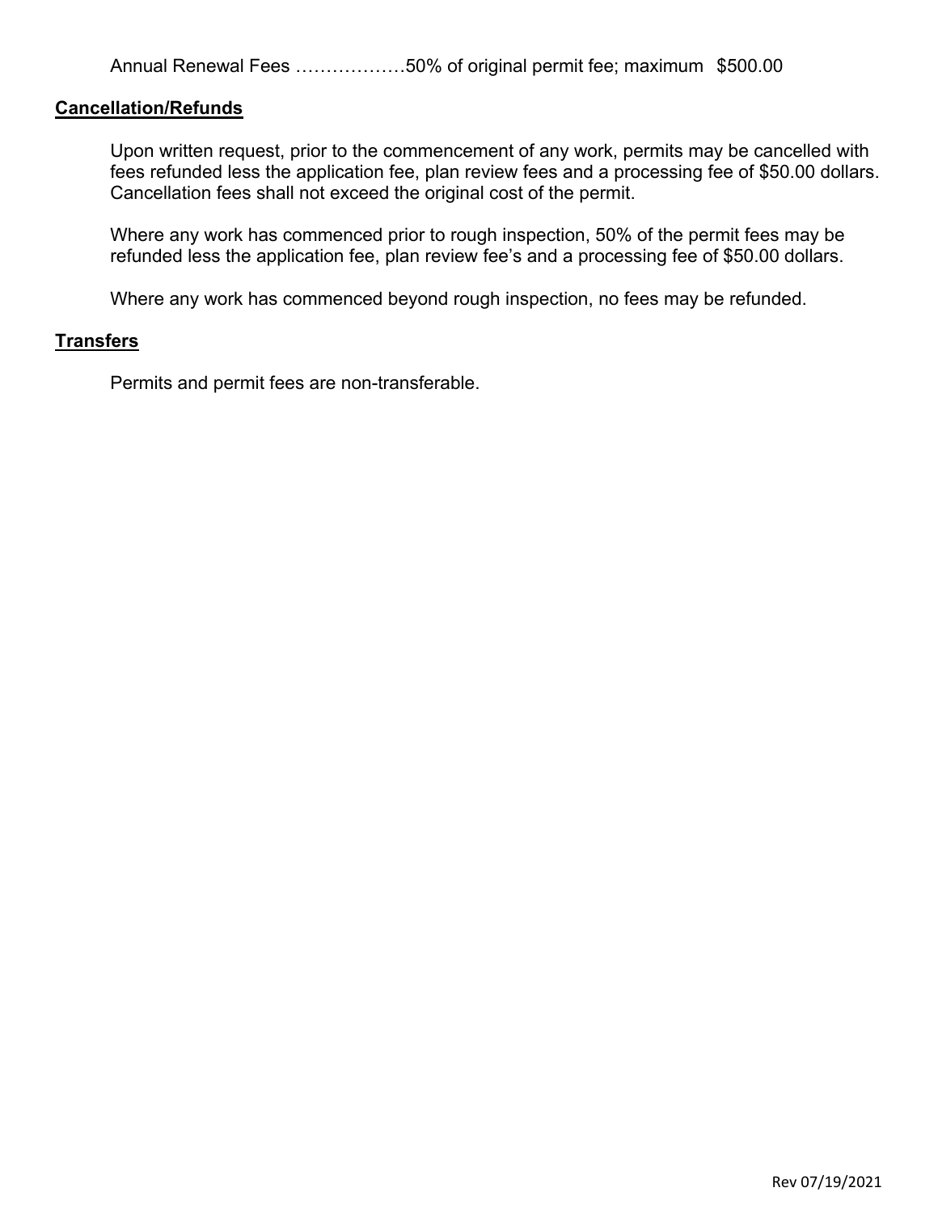Annual Renewal Fees ………………50% of original permit fee; maximum $500.00

**Cancellation/Refunds**

Upon written request, prior to the commencement of any work, permits may be cancelled with fees refunded less the application fee, plan review fees and a processing fee of $50.00 dollars. Cancellation fees shall not exceed the original cost of the permit.

Where any work has commenced prior to rough inspection, 50% of the permit fees may be refunded less the application fee, plan review fee's and a processing fee of $50.00 dollars.

Where any work has commenced beyond rough inspection, no fees may be refunded.

**Transfers**

Permits and permit fees are non-transferable.

Rev 07/19/2021